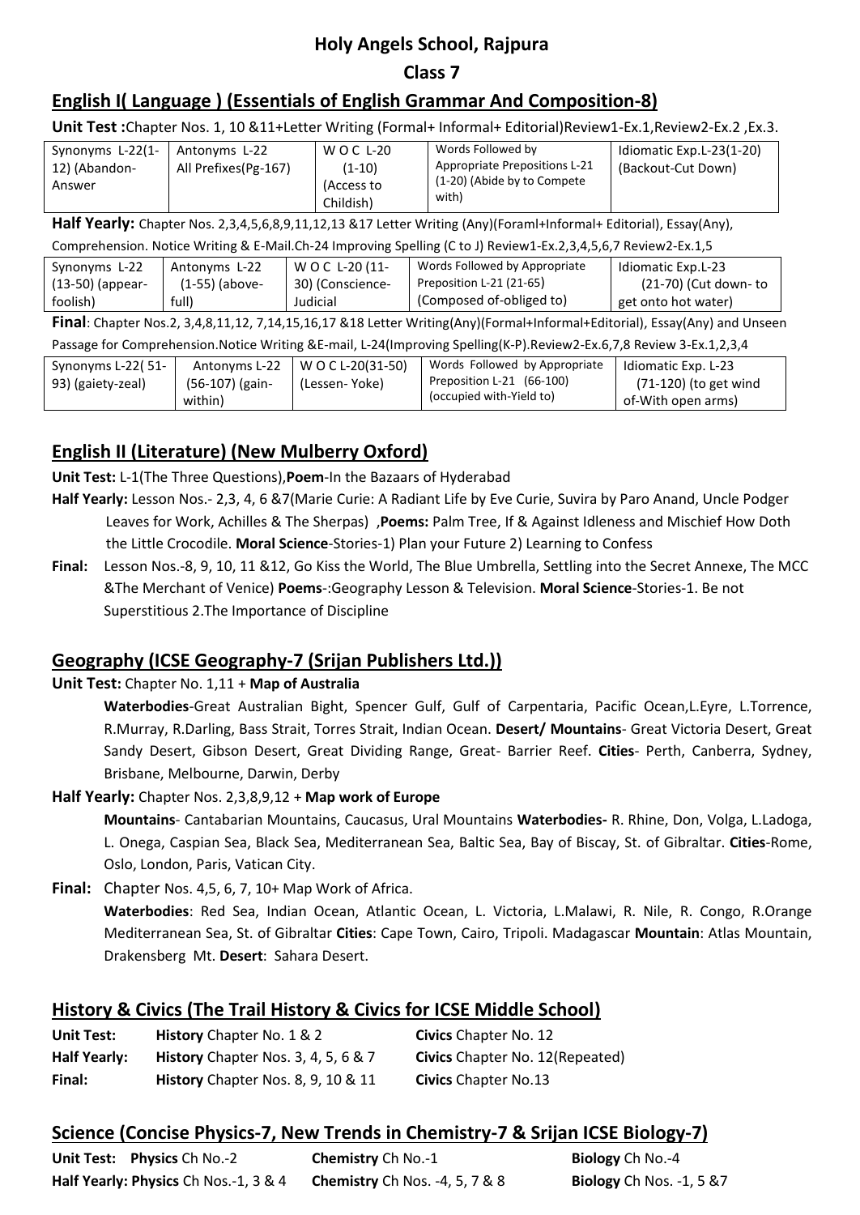# Holy Angels School, Rajpura

## Class 7

## English I( Language ) (Essentials of English Grammar And Composition-8)

**Unit Test :**Chapter Nos. 1, 10 &11+Letter Writing (Formal+ Informal+ Editorial)Review1-Ex.1,Review2-Ex.2 ,Ex.3.

| Synonyms L-22(1-12) (Abandon-Answer | Antonyms L-22 All Prefixes(Pg-167) | W O C L-20 (1-10) (Access to Childish) | Words Followed by Appropriate Prepositions L-21 (1-20) (Abide by to Compete with) | Idiomatic Exp.L-23(1-20) (Backout-Cut Down) |
|---|---|---|---|---|

**Half Yearly:** Chapter Nos. 2,3,4,5,6,8,9,11,12,13 &17 Letter Writing (Any)(Foraml+Informal+ Editorial), Essay(Any), Comprehension. Notice Writing & E-Mail.Ch-24 Improving Spelling (C to J) Review1-Ex.2,3,4,5,6,7 Review2-Ex.1,5

| Synonyms L-22 (13-50) (appear-foolish) | Antonyms L-22 (1-55) (above-full) | W O C L-20 (11-30) (Conscience-Judicial | Words Followed by Appropriate Preposition L-21 (21-65) (Composed of-obliged to) | Idiomatic Exp.L-23 (21-70) (Cut down- to get onto hot water) |
|---|---|---|---|---|

**Final**: Chapter Nos.2, 3,4,8,11,12, 7,14,15,16,17 &18 Letter Writing(Any)(Formal+Informal+Editorial), Essay(Any) and Unseen Passage for Comprehension.Notice Writing &E-mail, L-24(Improving Spelling(K-P).Review2-Ex.6,7,8 Review 3-Ex.1,2,3,4

| Synonyms L-22( 51-93) (gaiety-zeal) | Antonyms L-22 (56-107) (gain-within) | W O C L-20(31-50) (Lessen- Yoke) | Words Followed by Appropriate Preposition L-21 (66-100) (occupied with-Yield to) | Idiomatic Exp. L-23 (71-120) (to get wind of-With open arms) |
|---|---|---|---|---|

## English II (Literature) (New Mulberry Oxford)

**Unit Test:** L-1(The Three Questions),**Poem**-In the Bazaars of Hyderabad

**Half Yearly:** Lesson Nos.- 2,3, 4, 6 &7(Marie Curie: A Radiant Life by Eve Curie, Suvira by Paro Anand, Uncle Podger Leaves for Work, Achilles & The Sherpas) ,**Poems:** Palm Tree, If & Against Idleness and Mischief How Doth the Little Crocodile. **Moral Science**-Stories-1) Plan your Future 2) Learning to Confess

**Final:** Lesson Nos.-8, 9, 10, 11 &12, Go Kiss the World, The Blue Umbrella, Settling into the Secret Annexe, The MCC &The Merchant of Venice) **Poems**-:Geography Lesson & Television. **Moral Science**-Stories-1. Be not Superstitious 2.The Importance of Discipline

## Geography (ICSE Geography-7 (Srijan Publishers Ltd.))

**Unit Test:** Chapter No. 1,11 + **Map of Australia**

**Waterbodies**-Great Australian Bight, Spencer Gulf, Gulf of Carpentaria, Pacific Ocean,L.Eyre, L.Torrence, R.Murray, R.Darling, Bass Strait, Torres Strait, Indian Ocean. **Desert/ Mountains**- Great Victoria Desert, Great Sandy Desert, Gibson Desert, Great Dividing Range, Great- Barrier Reef. **Cities**- Perth, Canberra, Sydney, Brisbane, Melbourne, Darwin, Derby

**Half Yearly:** Chapter Nos. 2,3,8,9,12 + **Map work of Europe**

**Mountains**- Cantabarian Mountains, Caucasus, Ural Mountains **Waterbodies-** R. Rhine, Don, Volga, L.Ladoga, L. Onega, Caspian Sea, Black Sea, Mediterranean Sea, Baltic Sea, Bay of Biscay, St. of Gibraltar. **Cities**-Rome, Oslo, London, Paris, Vatican City.

**Final:** Chapter Nos. 4,5, 6, 7, 10+ Map Work of Africa.

**Waterbodies**: Red Sea, Indian Ocean, Atlantic Ocean, L. Victoria, L.Malawi, R. Nile, R. Congo, R.Orange Mediterranean Sea, St. of Gibraltar **Cities**: Cape Town, Cairo, Tripoli. Madagascar **Mountain**: Atlas Mountain, Drakensberg Mt. **Desert**: Sahara Desert.

## History & Civics (The Trail History & Civics for ICSE Middle School)

| | | |
|---|---|---|
| **Unit Test:** | **History** Chapter No. 1 & 2 | **Civics** Chapter No. 12 |
| **Half Yearly:** | **History** Chapter Nos. 3, 4, 5, 6 & 7 | **Civics** Chapter No. 12(Repeated) |
| **Final:** | **History** Chapter Nos. 8, 9, 10 & 11 | **Civics** Chapter No.13 |

## Science (Concise Physics-7, New Trends in Chemistry-7 & Srijan ICSE Biology-7)

| | | | |
|---|---|---|---|
| **Unit Test:** | **Physics** Ch No.-2 | **Chemistry** Ch No.-1 | **Biology** Ch No.-4 |
| **Half Yearly:** | **Physics** Ch Nos.-1, 3 & 4 | **Chemistry** Ch Nos. -4, 5, 7 & 8 | **Biology** Ch Nos. -1, 5 &7 |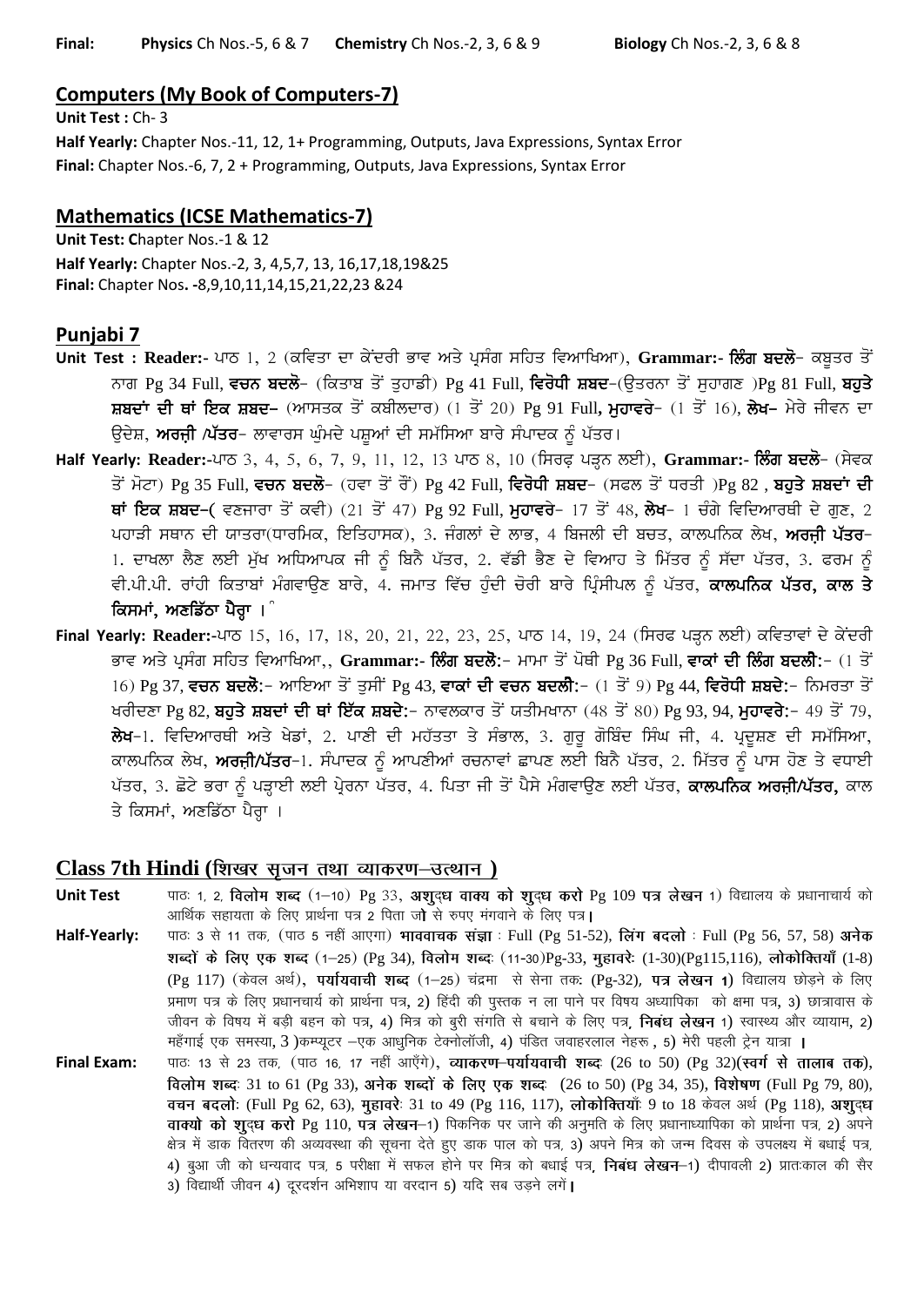**Final:** **Physics** Ch Nos.-5, 6 & 7 **Chemistry** Ch Nos.-2, 3, 6 & 9 **Biology** Ch Nos.-2, 3, 6 & 8

## Computers (My Book of Computers-7)

**Unit Test :** Ch- 3

**Half Yearly:** Chapter Nos.-11, 12, 1+ Programming, Outputs, Java Expressions, Syntax Error

**Final:** Chapter Nos.-6, 7, 2 + Programming, Outputs, Java Expressions, Syntax Error

## Mathematics (ICSE Mathematics-7)

**Unit Test: C**hapter Nos.-1 & 12

**Half Yearly:** Chapter Nos.-2, 3, 4,5,7, 13, 16,17,18,19&25

**Final:** Chapter Nos**.** -8,9,10,11,14,15,21,22,23 &24

## Punjabi 7

**Unit Test : Reader:-** ਪਾਠ 1, 2 (ਕਵਿਤਾ ਦਾ ਕੇਂਦਰੀ ਭਾਵ ਅਤੇ ਪ੍ਰਸੰਗ ਸਹਿਤ ਵਿਆਖਿਆ), **Grammar:- ਲਿੰਗ ਬਦਲੋ**- ਕਬੂਤਰ ਤੋਂ ਨਾਗ Pg 34 Full, **ਵਚਨ ਬਦਲੋ**- (ਕਿਤਾਬ ਤੋਂ ਤੁਹਾਡੀ) Pg 41 Full, **ਵਿਰੋਧੀ ਸ਼ਬਦ**-(ਉਤਰਨਾ ਤੋਂ ਸੁਹਾਗਣ )Pg 81 Full, **ਬਹੁਤੇ ਸ਼ਬਦਾਂ ਦੀ ਥਾਂ ਇਕ ਸ਼ਬਦ–** (ਆਸਤਕ ਤੋਂ ਕਬੀਲਦਾਰ) (1 ਤੋਂ 20) Pg 91 Full**, ਮੁਹਾਵਰੇ**- (1 ਤੋਂ 16), **ਲੇਖ–** ਮੇਰੇ ਜੀਵਨ ਦਾ ਉਦੇਸ਼, **ਅਰਜ਼ੀ /ਪੱਤਰ**- ਲਾਵਾਰਸ ਘੁੰਮਦੇ ਪਸ਼ੂਆਂ ਦੀ ਸਮੱਸਿਆ ਬਾਰੇ ਸੰਪਾਦਕ ਨੂੰ ਪੱਤਰ।

**Half Yearly: Reader:-**ਪਾਠ 3, 4, 5, 6, 7, 9, 11, 12, 13 ਪਾਠ 8, 10 (ਸਿਰਫ਼ ਪੜ੍ਹਨ ਲਈ), **Grammar:- ਲਿੰਗ ਬਦਲੋ**- (ਸੇਵਕ ਤੋਂ ਮੋਟਾ) Pg 35 Full, **ਵਚਨ ਬਦਲੋ**- (ਹਵਾ ਤੋਂ ਰੌਂ) Pg 42 Full, **ਵਿਰੋਧੀ ਸ਼ਬਦ**- (ਸਫਲ ਤੋਂ ਧਰਤੀ )Pg 82 , **ਬਹੁਤੇ ਸ਼ਬਦਾਂ ਦੀ ਥਾਂ ਇਕ ਸ਼ਬਦ–(** ਵਣਜਾਰਾ ਤੋਂ ਕਵੀ) (21 ਤੋਂ 47) Pg 92 Full, **ਮੁਹਾਵਰੇ**- 17 ਤੋਂ 48, **ਲੇਖ**- 1 ਚੰਗੇ ਵਿਦਿਆਰਥੀ ਦੇ ਗੁਣ, 2 ਪਹਾੜੀ ਸਥਾਨ ਦੀ ਯਾਤਰਾ(ਧਾਰਮਿਕ, ਇਤਿਹਾਸਕ), 3. ਜੰਗਲਾਂ ਦੇ ਲਾਭ, 4 ਬਿਜਲੀ ਦੀ ਬਚਤ, ਕਾਲਪਨਿਕ ਲੇਖ, **ਅਰਜ਼ੀ ਪੱਤਰ**- 1. ਦਾਖਲਾ ਲੈਣ ਲਈ ਮੁੱਖ ਅਧਿਆਪਕ ਜੀ ਨੂੰ ਬਿਨੈ ਪੱਤਰ, 2. ਵੱਡੀ ਭੈਣ ਦੇ ਵਿਆਹ ਤੇ ਮਿੱਤਰ ਨੂੰ ਸੱਦਾ ਪੱਤਰ, 3. ਫਰਮ ਨੂੰ ਵੀ.ਪੀ.ਪੀ. ਰਾਂਹੀ ਕਿਤਾਬਾਂ ਮੰਗਵਾਉਣ ਬਾਰੇ, 4. ਜਮਾਤ ਵਿੱਚ ਹੁੰਦੀ ਚੋਰੀ ਬਾਰੇ ਪ੍ਰਿੰਸੀਪਲ ਨੂੰ ਪੱਤਰ, **ਕਾਲਪਨਿਕ ਪੱਤਰ, ਕਾਲ ਤੇ ਕਿਸਮਾਂ, ਅਣਡਿੱਠਾ ਪੈਰ੍ਹਾ** ।

**Final Yearly: Reader:-**ਪਾਠ 15, 16, 17, 18, 20, 21, 22, 23, 25, ਪਾਠ 14, 19, 24 (ਸਿਰਫ ਪੜ੍ਹਨ ਲਈ) ਕਵਿਤਾਵਾਂ ਦੇ ਕੇਂਦਰੀ ਭਾਵ ਅਤੇ ਪ੍ਰਸੰਗ ਸਹਿਤ ਵਿਆਖਿਆ,, **Grammar:- ਲਿੰਗ ਬਦਲੋ**:- ਮਾਮਾ ਤੋਂ ਪੋਥੀ Pg 36 Full, **ਵਾਕਾਂ ਦੀ ਲਿੰਗ ਬਦਲੀ**:- (1 ਤੋਂ 16) Pg 37, **ਵਚਨ ਬਦਲੋ**:- ਆਇਆ ਤੋਂ ਤੁਸੀਂ Pg 43, **ਵਾਕਾਂ ਦੀ ਵਚਨ ਬਦਲੀ**:- (1 ਤੋਂ 9) Pg 44, **ਵਿਰੋਧੀ ਸ਼ਬਦੇ**:- ਨਿਮਰਤਾ ਤੋਂ ਖਰੀਦਣਾ Pg 82, **ਬਹੁਤੇ ਸ਼ਬਦਾਂ ਦੀ ਥਾਂ ਇੱਕ ਸ਼ਬਦੇ**:- ਨਾਵਲਕਾਰ ਤੋਂ ਯਤੀਮਖਾਨਾ (48 ਤੋਂ 80) Pg 93, 94, **ਮੁਹਾਵਰੇ**:- 49 ਤੋਂ 79, **ਲੇਖ**-1. ਵਿਦਿਆਰਥੀ ਅਤੇ ਖੇਡਾਂ, 2. ਪਾਣੀ ਦੀ ਮਹੱਤਤਾ ਤੇ ਸੰਭਾਲ, 3. ਗੁਰੂ ਗੋਬਿੰਦ ਸਿੰਘ ਜੀ, 4. ਪ੍ਰਦੂਸ਼ਣ ਦੀ ਸਮੱਸਿਆ, ਕਾਲਪਨਿਕ ਲੇਖ, **ਅਰਜ਼ੀ/ਪੱਤਰ**-1. ਸੰਪਾਦਕ ਨੂੰ ਆਪਣੀਆਂ ਰਚਨਾਵਾਂ ਛਾਪਣ ਲਈ ਬਿਨੈ ਪੱਤਰ, 2. ਮਿੱਤਰ ਨੂੰ ਪਾਸ ਹੋਣ ਤੇ ਵਧਾਈ ਪੱਤਰ, 3. ਛੋਟੇ ਭਰਾ ਨੂੰ ਪੜ੍ਹਾਈ ਲਈ ਪ੍ਰੇਰਨਾ ਪੱਤਰ, 4. ਪਿਤਾ ਜੀ ਤੋਂ ਪੈਸੇ ਮੰਗਵਾਉਣ ਲਈ ਪੱਤਰ, **ਕਾਲਪਨਿਕ ਅਰਜ਼ੀ/ਪੱਤਰ,** ਕਾਲ ਤੇ ਕਿਸਮਾਂ, ਅਣਡਿੱਠਾ ਪੈਰ੍ਹਾ ।

## Class 7th Hindi (शिखर सृजन तथा व्याकरण–उत्थान )

**Unit Test** पाठः 1, 2, **विलोम शब्द** (1–10) Pg 33, **अशुद्ध वाक्य को शुद्ध करो** Pg 109 **पत्र लेखन** 1) विद्यालय के प्रधानाचार्य को आर्थिक सहायता के लिए प्रार्थना पत्र 2 पिता जो से रुपए मंगवाने के लिए पत्र।

**Half-Yearly:** पाठः 3 से 11 तक, (पाठ 5 नहीं आएगा) **भाववाचक संज्ञा** : Full (Pg 51-52), **लिंग बदलो** : Full (Pg 56, 57, 58) **अनेक शब्दों के लिए एक शब्द** (1–25) (Pg 34), **विलोम शब्दः** (11-30)Pg-33, **मुहावरेः** (1-30)(Pg115,116), **लोकोक्तियाँ** (1-8) (Pg 117) (केवल अर्थ), **पर्यायवाची शब्द** (1–25) चंद्रमा से सेना तकः (Pg-32), **पत्र लेखन 1)** विद्यालय छोड़ने के लिए प्रमाण पत्र के लिए प्रधानचार्य को प्रार्थना पत्र, 2) हिंदी की पुस्तक न ला पाने पर विषय अध्यापिका को क्षमा पत्र, 3) छात्रावास के जीवन के विषय में बड़ी बहन को पत्र, 4) मित्र को बुरी संगति से बचाने के लिए पत्र, **निबंध लेखन** 1) स्वास्थ्य और व्यायाम, 2) महँगाई एक समस्या, 3 )कम्प्यूटर –एक आधुनिक टेक्नोलॉजी, 4) पंडित जवाहरलाल नेहरू , 5) मेरी पहली ट्रेन यात्रा ।

**Final Exam:** पाठः 13 से 23 तक, (पाठ 16, 17 नहीं आएँगे), **व्याकरण–पर्यायवाची शब्दः** (26 to 50) (Pg 32)(**स्वर्ग से तालाब तक**), **विलोम शब्दः** 31 to 61 (Pg 33), **अनेक शब्दों के लिए एक शब्दः** (26 to 50) (Pg 34, 35), **विशेषण** (Full Pg 79, 80), **वचन बदलोः** (Full Pg 62, 63), **मुहावरेः** 31 to 49 (Pg 116, 117), **लोकोक्तियाँः** 9 to 18 केवल अर्थ (Pg 118), **अशुद्ध वाक्यो को शुद्ध करो** Pg 110, **पत्र लेखन**–1) पिकनिक पर जाने की अनुमति के लिए प्रधानाध्यापिका को प्रार्थना पत्र, 2) अपने क्षेत्र में डाक वितरण की अव्यवस्था की सूचना देते हुए डाक पाल को पत्र, 3) अपने मित्र को जन्म दिवस के उपलक्ष्य में बधाई पत्र, 4) बुआ जी को धन्यवाद पत्र, 5 परीक्षा में सफल होने पर मित्र को बधाई पत्र, **निबंध लेखन**–1) दीपावली 2) प्रातःकाल की सैर 3) विद्यार्थी जीवन 4) दूरदर्शन अभिशाप या वरदान 5) यदि सब उड़ने लगें।